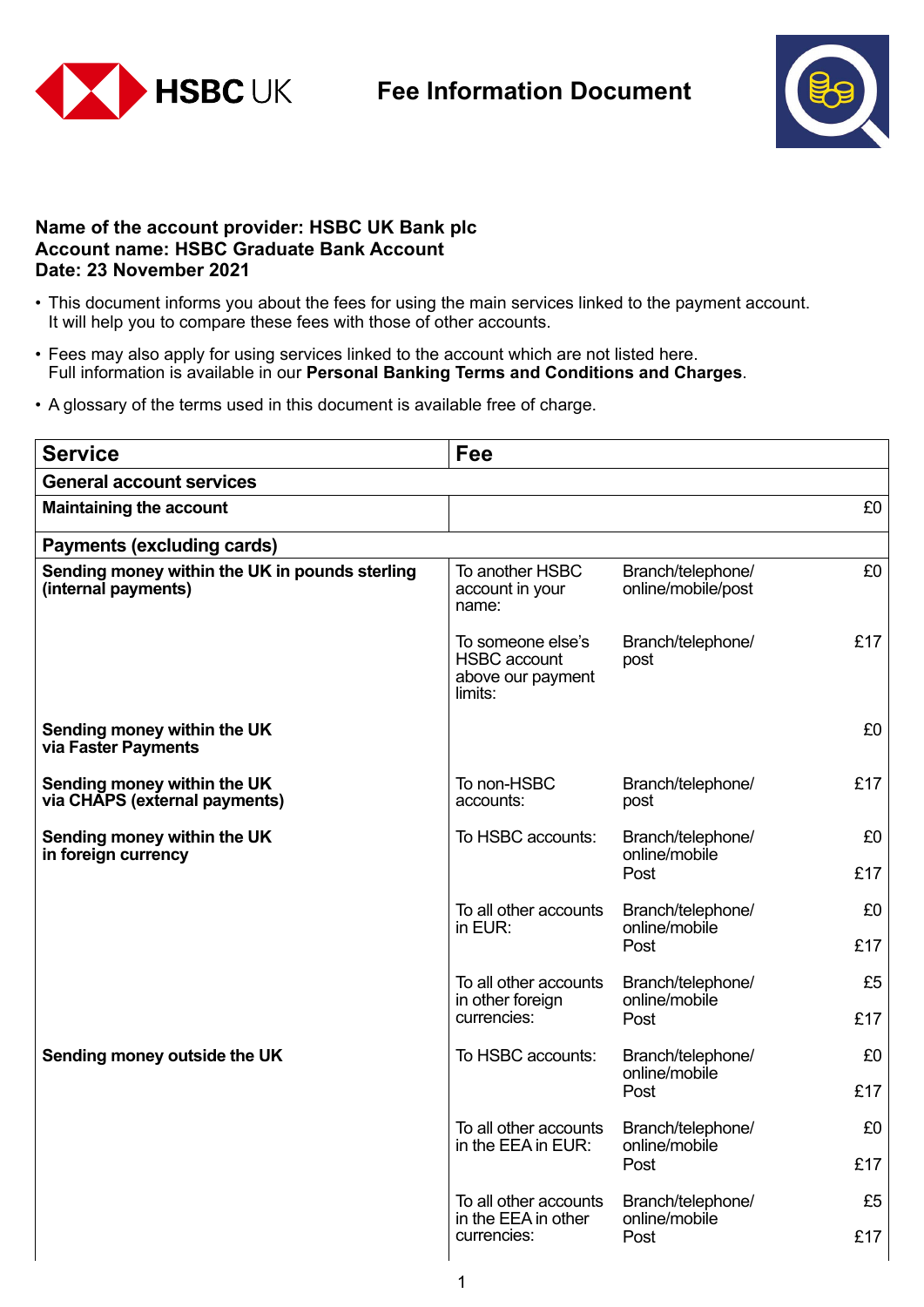# Fee Information Document

**Name of the account provider: HSBC UK Bank plc**
**Account name: HSBC Graduate Bank Account**
**Date: 23 November 2021**

- This document informs you about the fees for using the main services linked to the payment account. It will help you to compare these fees with those of other accounts.
- Fees may also apply for using services linked to the account which are not listed here. Full information is available in our **Personal Banking Terms and Conditions and Charges**.
- A glossary of the terms used in this document is available free of charge.

| Service | Fee | | |
|---|---|---|---|
| **General account services** | | | |
| **Maintaining the account** | | | £0 |
| **Payments (excluding cards)** | | | |
| **Sending money within the UK in pounds sterling (internal payments)** | To another HSBC account in your name: | Branch/telephone/ online/mobile/post | £0 |
| | To someone else's HSBC account above our payment limits: | Branch/telephone/ post | £17 |
| **Sending money within the UK via Faster Payments** | | | £0 |
| **Sending money within the UK via CHAPS (external payments)** | To non-HSBC accounts: | Branch/telephone/ post | £17 |
| **Sending money within the UK in foreign currency** | To HSBC accounts: | Branch/telephone/ online/mobile | £0 |
| | | Post | £17 |
| | To all other accounts in EUR: | Branch/telephone/ online/mobile | £0 |
| | | Post | £17 |
| | To all other accounts in other foreign currencies: | Branch/telephone/ online/mobile | £5 |
| | | Post | £17 |
| **Sending money outside the UK** | To HSBC accounts: | Branch/telephone/ online/mobile | £0 |
| | | Post | £17 |
| | To all other accounts in the EEA in EUR: | Branch/telephone/ online/mobile | £0 |
| | | Post | £17 |
| | To all other accounts in the EEA in other currencies: | Branch/telephone/ online/mobile | £5 |
| | | Post | £17 |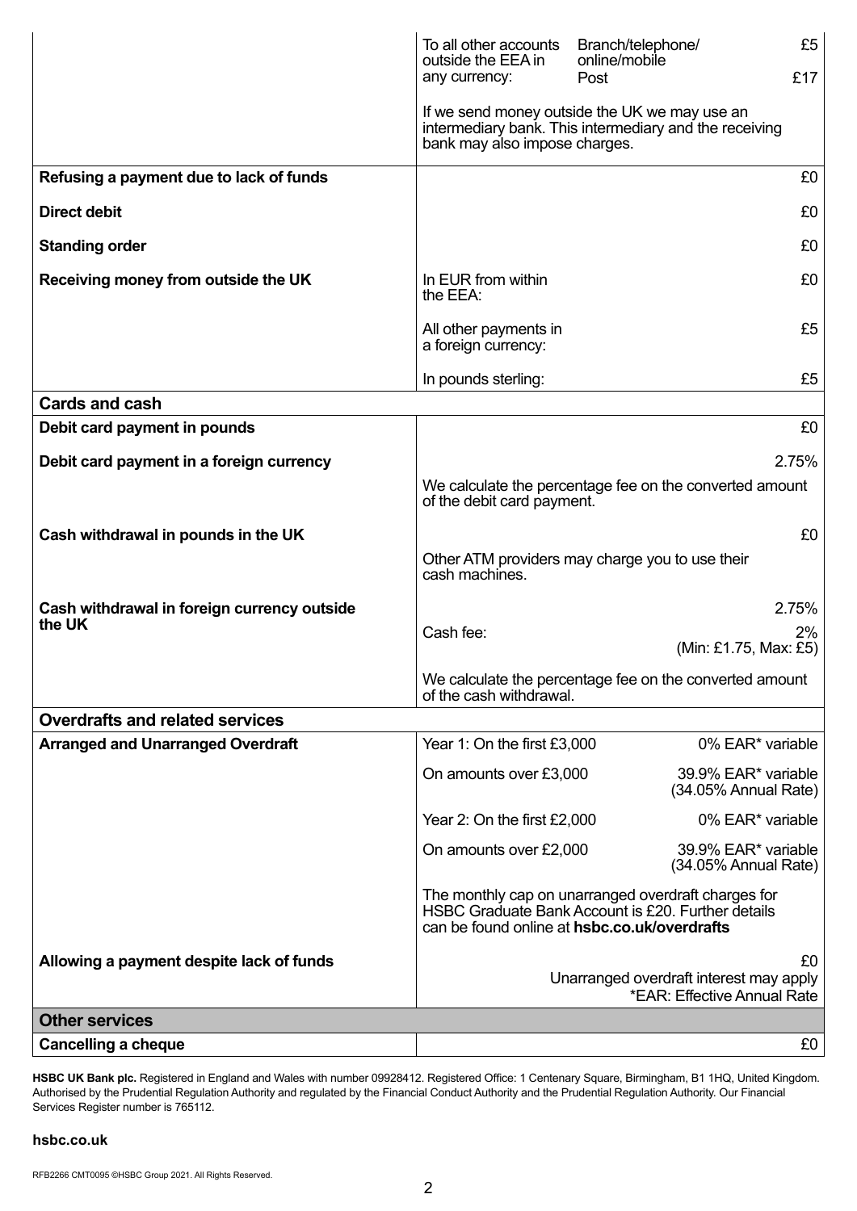| | | | |
|---|---|---|---|
| | To all other accounts outside the EEA in any currency: | Branch/telephone/ online/mobile | £5 |
| | | Post | £17 |
| | If we send money outside the UK we may use an intermediary bank. This intermediary and the receiving bank may also impose charges. | | |
| **Refusing a payment due to lack of funds** | | | £0 |
| **Direct debit** | | | £0 |
| **Standing order** | | | £0 |
| **Receiving money from outside the UK** | In EUR from within the EEA: | | £0 |
| | All other payments in a foreign currency: | | £5 |
| | In pounds sterling: | | £5 |
| **Cards and cash** | | | |
| **Debit card payment in pounds** | | | £0 |
| **Debit card payment in a foreign currency** | | | 2.75% |
| | We calculate the percentage fee on the converted amount of the debit card payment. | | |
| **Cash withdrawal in pounds in the UK** | | | £0 |
| | Other ATM providers may charge you to use their cash machines. | | |
| **Cash withdrawal in foreign currency outside the UK** | | | 2.75% |
| | Cash fee: | | 2% (Min: £1.75, Max: £5) |
| | We calculate the percentage fee on the converted amount of the cash withdrawal. | | |
| **Overdrafts and related services** | | | |
| **Arranged and Unarranged Overdraft** | Year 1: On the first £3,000 | | 0% EAR* variable |
| | On amounts over £3,000 | | 39.9% EAR* variable (34.05% Annual Rate) |
| | Year 2: On the first £2,000 | | 0% EAR* variable |
| | On amounts over £2,000 | | 39.9% EAR* variable (34.05% Annual Rate) |
| | The monthly cap on unarranged overdraft charges for HSBC Graduate Bank Account is £20. Further details can be found online at **hsbc.co.uk/overdrafts** | | |
| **Allowing a payment despite lack of funds** | | | £0 Unarranged overdraft interest may apply *EAR: Effective Annual Rate |
| **Other services** | | | |
| **Cancelling a cheque** | | | £0 |

**HSBC UK Bank plc.** Registered in England and Wales with number 09928412. Registered Office: 1 Centenary Square, Birmingham, B1 1HQ, United Kingdom. Authorised by the Prudential Regulation Authority and regulated by the Financial Conduct Authority and the Prudential Regulation Authority. Our Financial Services Register number is 765112.

**hsbc.co.uk**

RFB2266 CMT0095 ©HSBC Group 2021. All Rights Reserved.